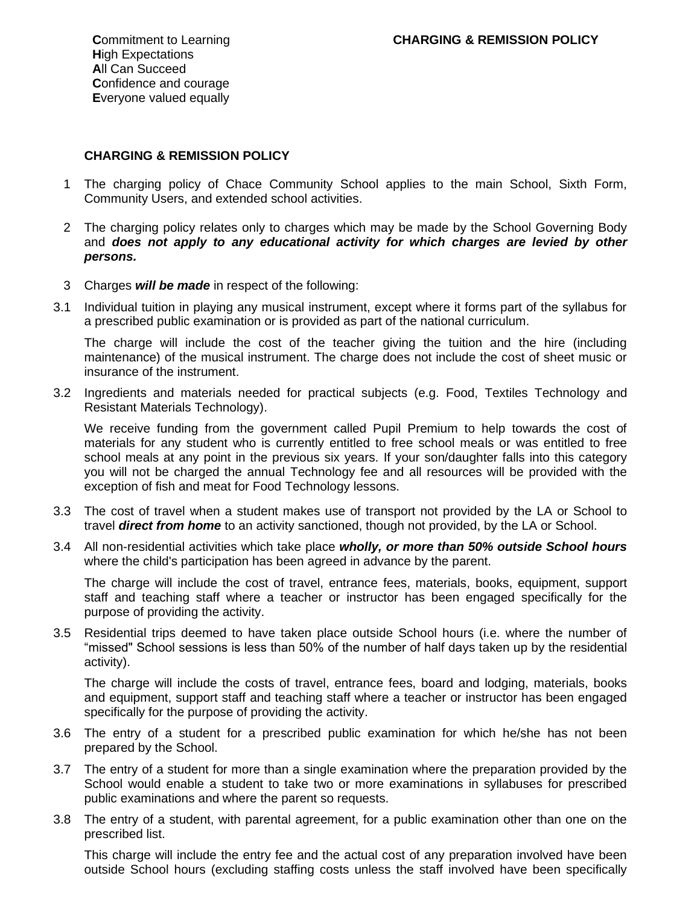**C**ommitment to Learning
**H**igh Expectations
**A**ll Can Succeed
**C**onfidence and courage
**E**veryone valued equally

**CHARGING & REMISSION POLICY**

# CHARGING & REMISSION POLICY

1 The charging policy of Chace Community School applies to the main School, Sixth Form, Community Users, and extended school activities.

2 The charging policy relates only to charges which may be made by the School Governing Body and ***does not apply to any educational activity for which charges are levied by other persons.***

3 Charges ***will be made*** in respect of the following:

3.1 Individual tuition in playing any musical instrument, except where it forms part of the syllabus for a prescribed public examination or is provided as part of the national curriculum.

The charge will include the cost of the teacher giving the tuition and the hire (including maintenance) of the musical instrument. The charge does not include the cost of sheet music or insurance of the instrument.

3.2 Ingredients and materials needed for practical subjects (e.g. Food, Textiles Technology and Resistant Materials Technology).

We receive funding from the government called Pupil Premium to help towards the cost of materials for any student who is currently entitled to free school meals or was entitled to free school meals at any point in the previous six years. If your son/daughter falls into this category you will not be charged the annual Technology fee and all resources will be provided with the exception of fish and meat for Food Technology lessons.

3.3 The cost of travel when a student makes use of transport not provided by the LA or School to travel ***direct from home*** to an activity sanctioned, though not provided, by the LA or School.

3.4 All non-residential activities which take place ***wholly, or more than 50% outside School hours*** where the child's participation has been agreed in advance by the parent.

The charge will include the cost of travel, entrance fees, materials, books, equipment, support staff and teaching staff where a teacher or instructor has been engaged specifically for the purpose of providing the activity.

3.5 Residential trips deemed to have taken place outside School hours (i.e. where the number of “missed" School sessions is less than 50% of the number of half days taken up by the residential activity).

The charge will include the costs of travel, entrance fees, board and lodging, materials, books and equipment, support staff and teaching staff where a teacher or instructor has been engaged specifically for the purpose of providing the activity.

3.6 The entry of a student for a prescribed public examination for which he/she has not been prepared by the School.

3.7 The entry of a student for more than a single examination where the preparation provided by the School would enable a student to take two or more examinations in syllabuses for prescribed public examinations and where the parent so requests.

3.8 The entry of a student, with parental agreement, for a public examination other than one on the prescribed list.

This charge will include the entry fee and the actual cost of any preparation involved have been outside School hours (excluding staffing costs unless the staff involved have been specifically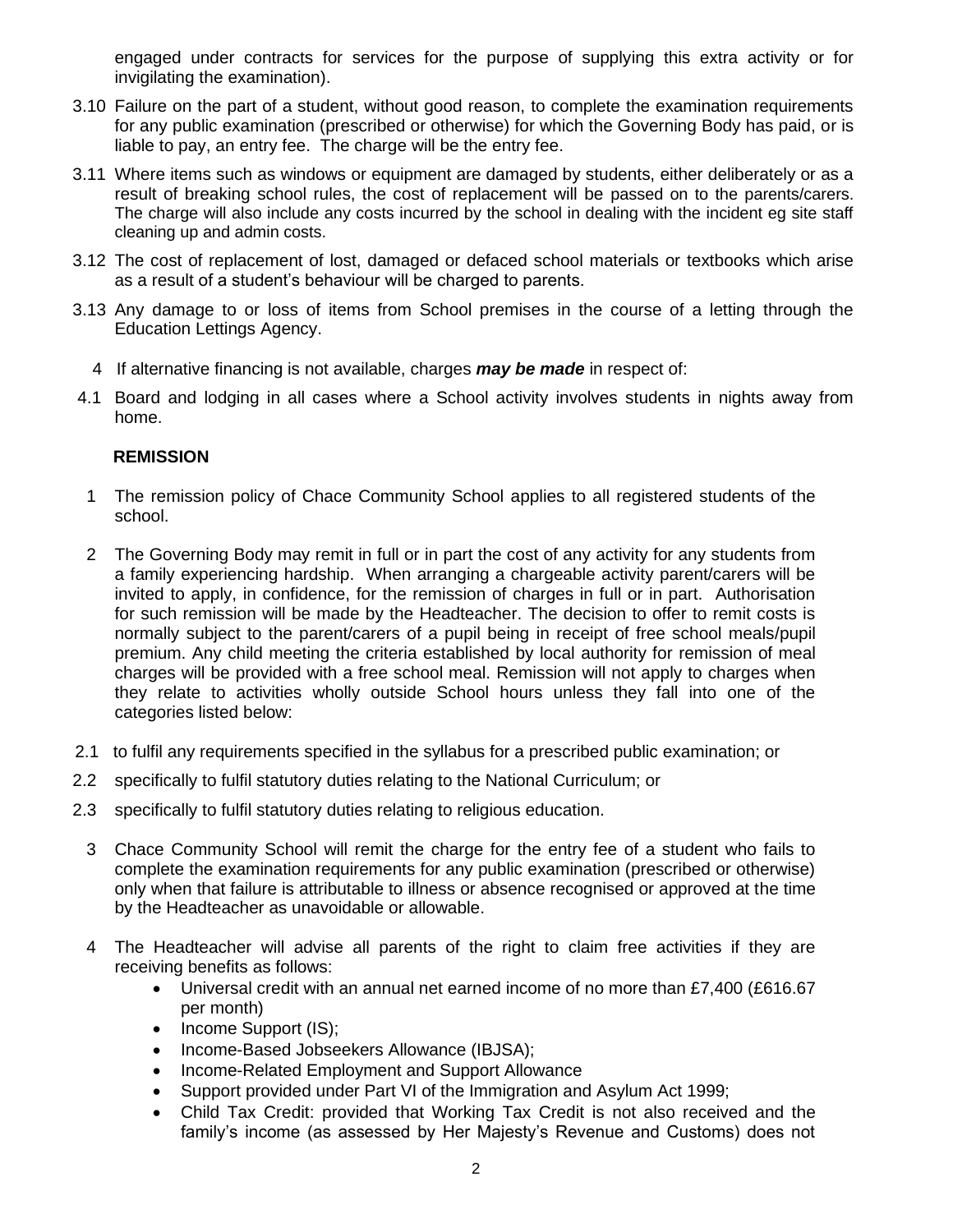engaged under contracts for services for the purpose of supplying this extra activity or for invigilating the examination).

3.10 Failure on the part of a student, without good reason, to complete the examination requirements for any public examination (prescribed or otherwise) for which the Governing Body has paid, or is liable to pay, an entry fee. The charge will be the entry fee.

3.11 Where items such as windows or equipment are damaged by students, either deliberately or as a result of breaking school rules, the cost of replacement will be passed on to the parents/carers. The charge will also include any costs incurred by the school in dealing with the incident eg site staff cleaning up and admin costs.

3.12 The cost of replacement of lost, damaged or defaced school materials or textbooks which arise as a result of a student's behaviour will be charged to parents.

3.13 Any damage to or loss of items from School premises in the course of a letting through the Education Lettings Agency.

4 If alternative financing is not available, charges ***may be made*** in respect of:

4.1 Board and lodging in all cases where a School activity involves students in nights away from home.

**REMISSION**

1 The remission policy of Chace Community School applies to all registered students of the school.

2 The Governing Body may remit in full or in part the cost of any activity for any students from a family experiencing hardship. When arranging a chargeable activity parent/carers will be invited to apply, in confidence, for the remission of charges in full or in part. Authorisation for such remission will be made by the Headteacher. The decision to offer to remit costs is normally subject to the parent/carers of a pupil being in receipt of free school meals/pupil premium. Any child meeting the criteria established by local authority for remission of meal charges will be provided with a free school meal. Remission will not apply to charges when they relate to activities wholly outside School hours unless they fall into one of the categories listed below:

2.1 to fulfil any requirements specified in the syllabus for a prescribed public examination; or

2.2 specifically to fulfil statutory duties relating to the National Curriculum; or

2.3 specifically to fulfil statutory duties relating to religious education.

3 Chace Community School will remit the charge for the entry fee of a student who fails to complete the examination requirements for any public examination (prescribed or otherwise) only when that failure is attributable to illness or absence recognised or approved at the time by the Headteacher as unavoidable or allowable.

4 The Headteacher will advise all parents of the right to claim free activities if they are receiving benefits as follows:

- Universal credit with an annual net earned income of no more than £7,400 (£616.67 per month)
- Income Support (IS);
- Income-Based Jobseekers Allowance (IBJSA);
- Income-Related Employment and Support Allowance
- Support provided under Part VI of the Immigration and Asylum Act 1999;
- Child Tax Credit: provided that Working Tax Credit is not also received and the family's income (as assessed by Her Majesty's Revenue and Customs) does not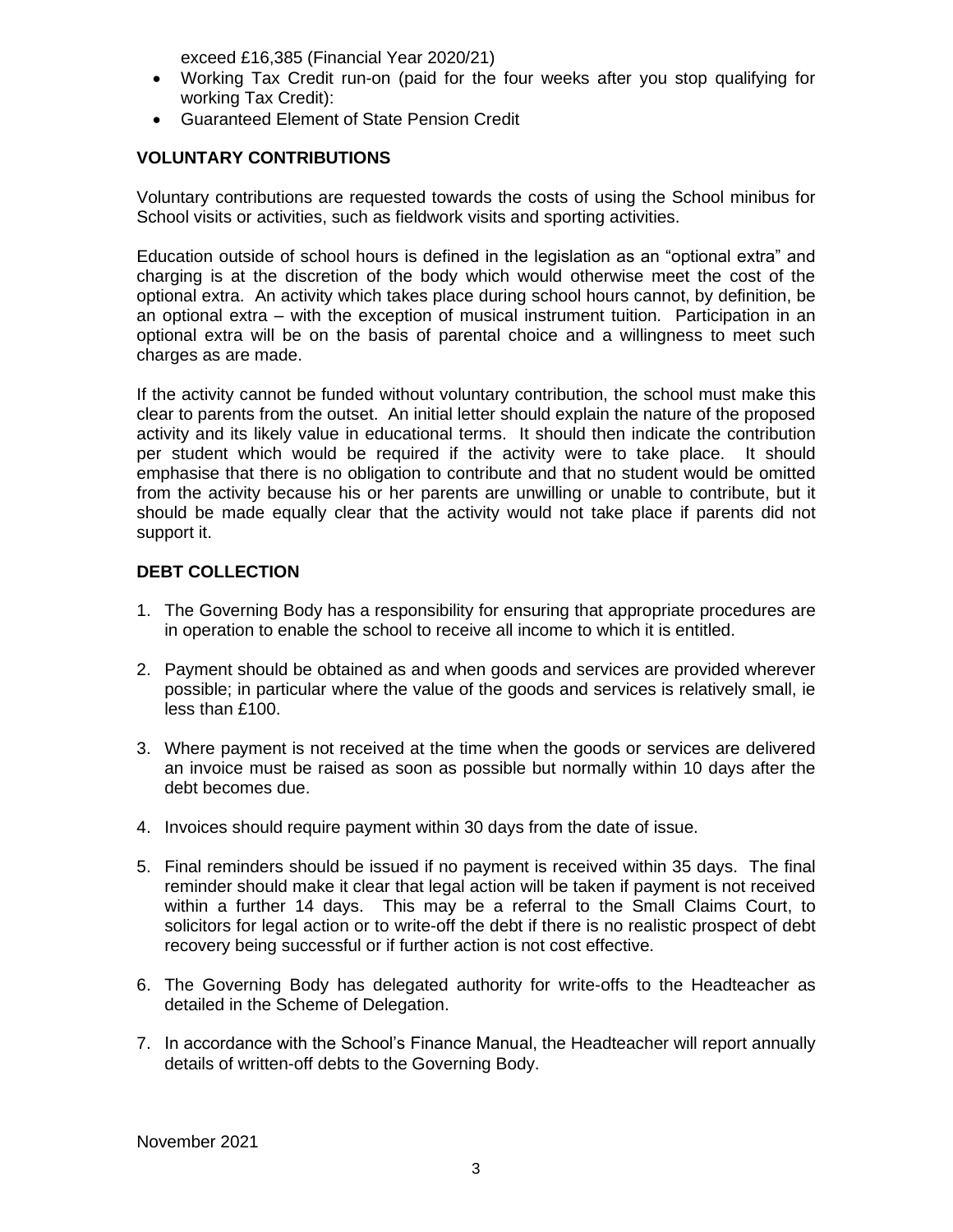exceed £16,385 (Financial Year 2020/21)

- Working Tax Credit run-on (paid for the four weeks after you stop qualifying for working Tax Credit):
- Guaranteed Element of State Pension Credit

## VOLUNTARY CONTRIBUTIONS

Voluntary contributions are requested towards the costs of using the School minibus for School visits or activities, such as fieldwork visits and sporting activities.

Education outside of school hours is defined in the legislation as an "optional extra" and charging is at the discretion of the body which would otherwise meet the cost of the optional extra. An activity which takes place during school hours cannot, by definition, be an optional extra – with the exception of musical instrument tuition. Participation in an optional extra will be on the basis of parental choice and a willingness to meet such charges as are made.

If the activity cannot be funded without voluntary contribution, the school must make this clear to parents from the outset. An initial letter should explain the nature of the proposed activity and its likely value in educational terms. It should then indicate the contribution per student which would be required if the activity were to take place. It should emphasise that there is no obligation to contribute and that no student would be omitted from the activity because his or her parents are unwilling or unable to contribute, but it should be made equally clear that the activity would not take place if parents did not support it.

## DEBT COLLECTION

1. The Governing Body has a responsibility for ensuring that appropriate procedures are in operation to enable the school to receive all income to which it is entitled.

2. Payment should be obtained as and when goods and services are provided wherever possible; in particular where the value of the goods and services is relatively small, ie less than £100.

3. Where payment is not received at the time when the goods or services are delivered an invoice must be raised as soon as possible but normally within 10 days after the debt becomes due.

4. Invoices should require payment within 30 days from the date of issue.

5. Final reminders should be issued if no payment is received within 35 days. The final reminder should make it clear that legal action will be taken if payment is not received within a further 14 days. This may be a referral to the Small Claims Court, to solicitors for legal action or to write-off the debt if there is no realistic prospect of debt recovery being successful or if further action is not cost effective.

6. The Governing Body has delegated authority for write-offs to the Headteacher as detailed in the Scheme of Delegation.

7. In accordance with the School's Finance Manual, the Headteacher will report annually details of written-off debts to the Governing Body.

November 2021